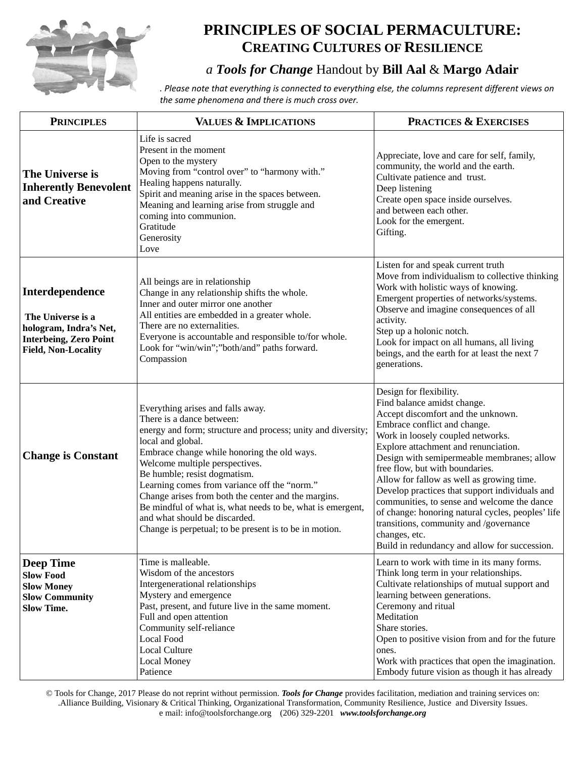# PRINCIPLES OF SOCIAL PERMACULTURE:
## CREATING CULTURES OF RESILIENCE

*a **Tools for Change*** Handout by **Bill Aal** & **Margo Adair**

*. Please note that everything is connected to everything else, the columns represent different views on the same phenomena and there is much cross over.*

| PRINCIPLES | VALUES & IMPLICATIONS | PRACTICES & EXERCISES |
|---|---|---|
| **The Universe is Inherently Benevolent and Creative** | Life is sacred<br>Present in the moment<br>Open to the mystery<br>Moving from "control over" to "harmony with."<br>Healing happens naturally.<br>Spirit and meaning arise in the spaces between.<br>Meaning and learning arise from struggle and coming into communion.<br>Gratitude<br>Generosity<br>Love | Appreciate, love and care for self, family, community, the world and the earth.<br>Cultivate patience and trust.<br>Deep listening<br>Create open space inside ourselves.<br>and between each other.<br>Look for the emergent.<br>Gifting. |
| **Interdependence**<br><br>**The Universe is a hologram, Indra's Net, Interbeing, Zero Point Field, Non-Locality** | All beings are in relationship<br>Change in any relationship shifts the whole.<br>Inner and outer mirror one another<br>All entities are embedded in a greater whole.<br>There are no externalities.<br>Everyone is accountable and responsible to/for whole.<br>Look for "win/win";"both/and" paths forward.<br>Compassion | Listen for and speak current truth<br>Move from individualism to collective thinking<br>Work with holistic ways of knowing.<br>Emergent properties of networks/systems.<br>Observe and imagine consequences of all activity.<br>Step up a holonic notch.<br>Look for impact on all humans, all living beings, and the earth for at least the next 7 generations. |
| **Change is Constant** | Everything arises and falls away.<br>There is a dance between:<br>energy and form; structure and process; unity and diversity; local and global.<br>Embrace change while honoring the old ways.<br>Welcome multiple perspectives.<br>Be humble; resist dogmatism.<br>Learning comes from variance off the "norm."<br>Change arises from both the center and the margins.<br>Be mindful of what is, what needs to be, what is emergent, and what should be discarded.<br>Change is perpetual; to be present is to be in motion. | Design for flexibility.<br>Find balance amidst change.<br>Accept discomfort and the unknown.<br>Embrace conflict and change.<br>Work in loosely coupled networks.<br>Explore attachment and renunciation.<br>Design with semipermeable membranes; allow free flow, but with boundaries.<br>Allow for fallow as well as growing time.<br>Develop practices that support individuals and communities, to sense and welcome the dance of change: honoring natural cycles, peoples' life transitions, community and /governance changes, etc.<br>Build in redundancy and allow for succession. |
| **Deep Time**<br>**Slow Food**<br>**Slow Money**<br>**Slow Community**<br>**Slow Time.** | Time is malleable.<br>Wisdom of the ancestors<br>Intergenerational relationships<br>Mystery and emergence<br>Past, present, and future live in the same moment.<br>Full and open attention<br>Community self-reliance<br>Local Food<br>Local Culture<br>Local Money<br>Patience | Learn to work with time in its many forms.<br>Think long term in your relationships.<br>Cultivate relationships of mutual support and learning between generations.<br>Ceremony and ritual<br>Meditation<br>Share stories.<br>Open to positive vision from and for the future ones.<br>Work with practices that open the imagination.<br>Embody future vision as though it has already |

© Tools for Change, 2017 Please do not reprint without permission. ***Tools for Change*** provides facilitation, mediation and training services on: .Alliance Building, Visionary & Critical Thinking, Organizational Transformation, Community Resilience, Justice and Diversity Issues.
e mail: info@toolsforchange.org (206) 329-2201 ***www.toolsforchange.org***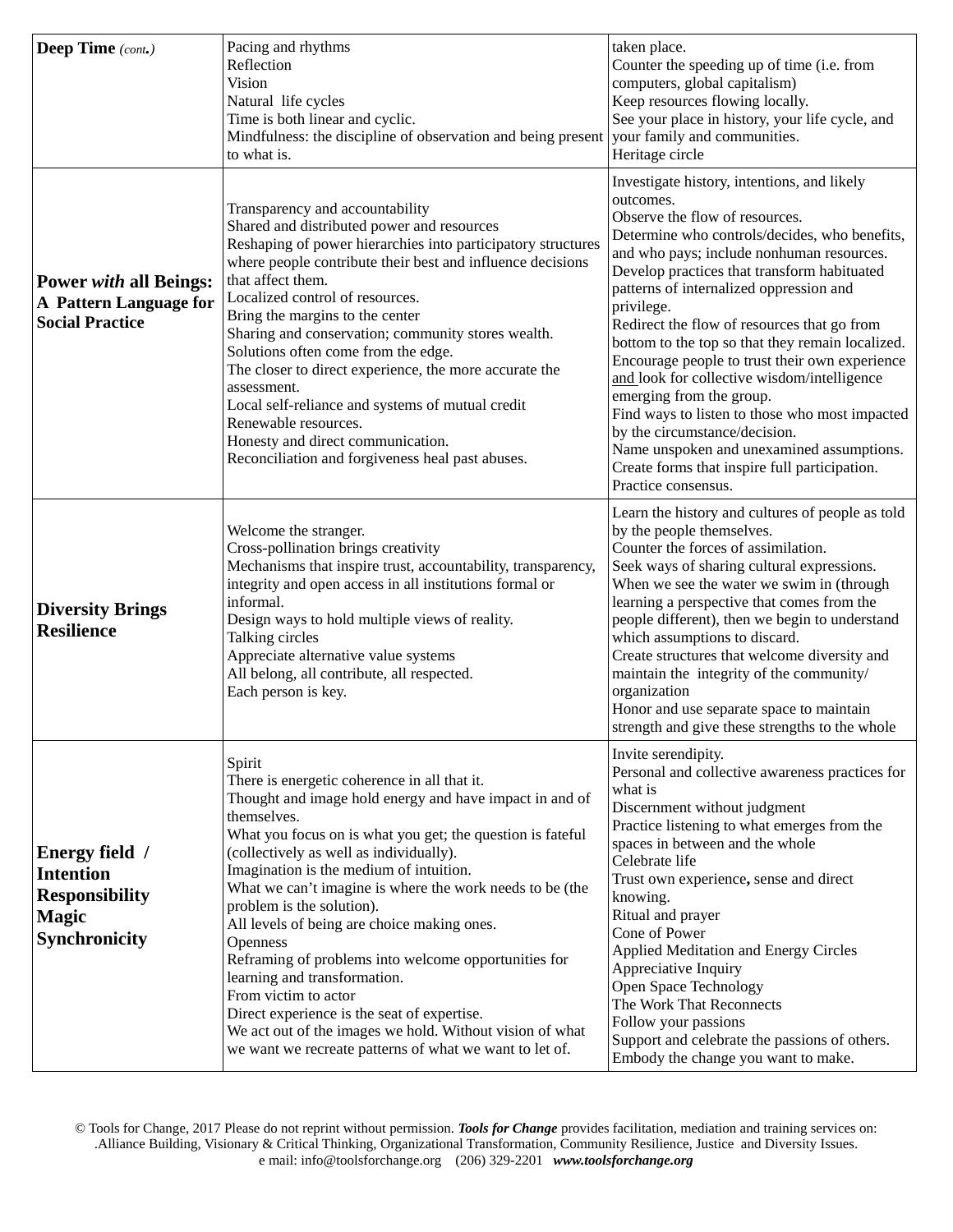| | | |
|---|---|---|
| **Deep Time** *(cont.)* | Pacing and rhythms<br>Reflection<br>Vision<br>Natural life cycles<br>Time is both linear and cyclic.<br>Mindfulness: the discipline of observation and being present to what is. | taken place.<br>Counter the speeding up of time (i.e. from computers, global capitalism)<br>Keep resources flowing locally.<br>See your place in history, your life cycle, and your family and communities.<br>Heritage circle |
| **Power *with* all Beings: A Pattern Language for Social Practice** | Transparency and accountability<br>Shared and distributed power and resources<br>Reshaping of power hierarchies into participatory structures where people contribute their best and influence decisions that affect them.<br>Localized control of resources.<br>Bring the margins to the center<br>Sharing and conservation; community stores wealth.<br>Solutions often come from the edge.<br>The closer to direct experience, the more accurate the assessment.<br>Local self-reliance and systems of mutual credit<br>Renewable resources.<br>Honesty and direct communication.<br>Reconciliation and forgiveness heal past abuses. | Investigate history, intentions, and likely outcomes.<br>Observe the flow of resources.<br>Determine who controls/decides, who benefits, and who pays; include nonhuman resources.<br>Develop practices that transform habituated patterns of internalized oppression and privilege.<br>Redirect the flow of resources that go from bottom to the top so that they remain localized.<br>Encourage people to trust their own experience and look for collective wisdom/intelligence emerging from the group.<br>Find ways to listen to those who most impacted by the circumstance/decision.<br>Name unspoken and unexamined assumptions.<br>Create forms that inspire full participation.<br>Practice consensus. |
| **Diversity Brings Resilience** | Welcome the stranger.<br>Cross-pollination brings creativity<br>Mechanisms that inspire trust, accountability, transparency, integrity and open access in all institutions formal or informal.<br>Design ways to hold multiple views of reality.<br>Talking circles<br>Appreciate alternative value systems<br>All belong, all contribute, all respected.<br>Each person is key. | Learn the history and cultures of people as told by the people themselves.<br>Counter the forces of assimilation.<br>Seek ways of sharing cultural expressions.<br>When we see the water we swim in (through learning a perspective that comes from the people different), then we begin to understand which assumptions to discard.<br>Create structures that welcome diversity and maintain the integrity of the community/ organization<br>Honor and use separate space to maintain strength and give these strengths to the whole |
| **Energy field / Intention Responsibility Magic Synchronicity** | Spirit<br>There is energetic coherence in all that it.<br>Thought and image hold energy and have impact in and of themselves.<br>What you focus on is what you get; the question is fateful (collectively as well as individually).<br>Imagination is the medium of intuition.<br>What we can't imagine is where the work needs to be (the problem is the solution).<br>All levels of being are choice making ones.<br>Openness<br>Reframing of problems into welcome opportunities for learning and transformation.<br>From victim to actor<br>Direct experience is the seat of expertise.<br>We act out of the images we hold. Without vision of what we want we recreate patterns of what we want to let of. | Invite serendipity.<br>Personal and collective awareness practices for what is<br>Discernment without judgment<br>Practice listening to what emerges from the spaces in between and the whole<br>Celebrate life<br>Trust own experience, sense and direct knowing.<br>Ritual and prayer<br>Cone of Power<br>Applied Meditation and Energy Circles<br>Appreciative Inquiry<br>Open Space Technology<br>The Work That Reconnects<br>Follow your passions<br>Support and celebrate the passions of others.<br>Embody the change you want to make. |

© Tools for Change, 2017 Please do not reprint without permission. ***Tools for Change*** provides facilitation, mediation and training services on: .Alliance Building, Visionary & Critical Thinking, Organizational Transformation, Community Resilience, Justice and Diversity Issues.
e mail: info@toolsforchange.org (206) 329-2201 ***www.toolsforchange.org***